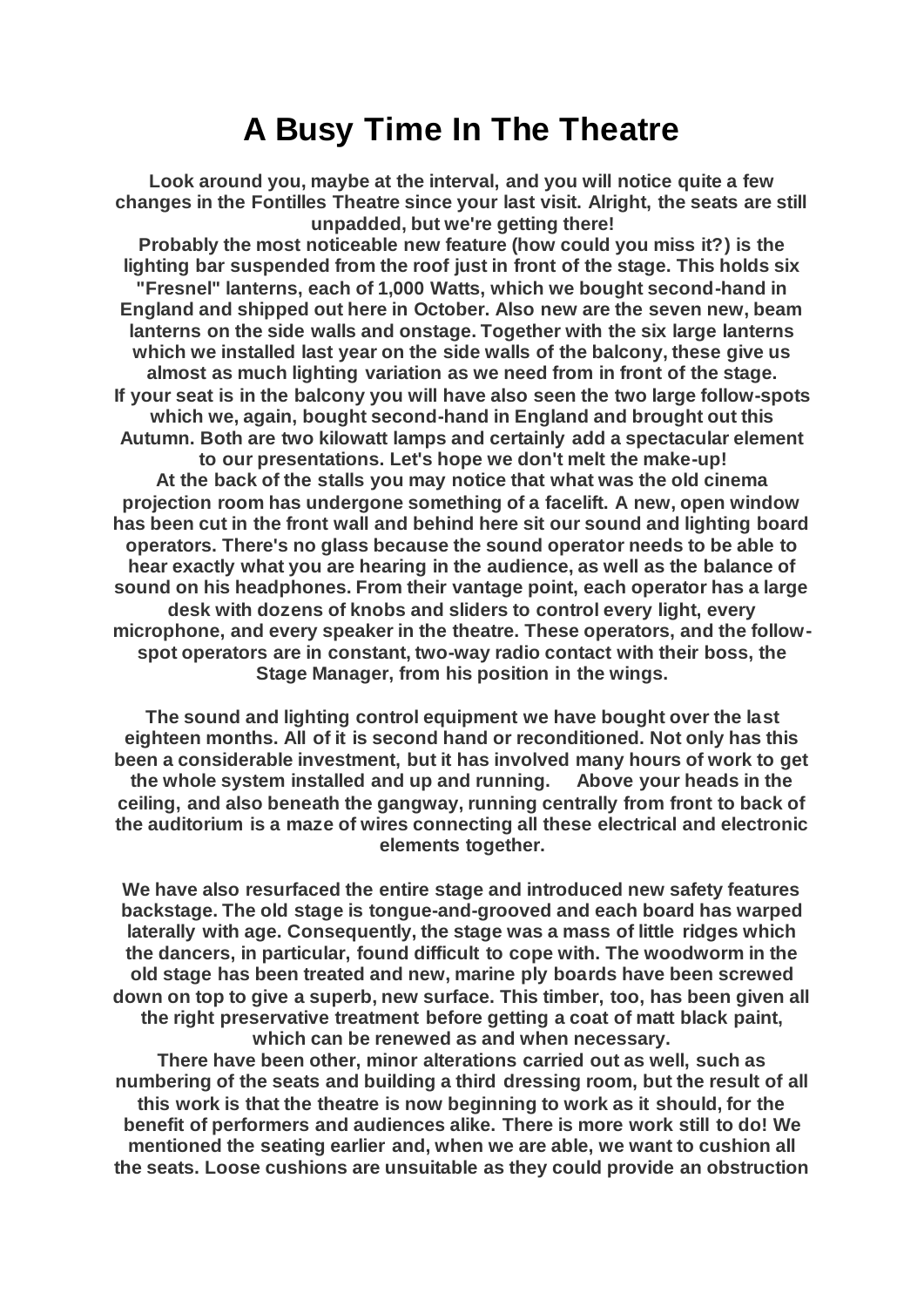# A Busy Time In The Theatre

**Look around you, maybe at the interval, and you will notice quite a few changes in the Fontilles Theatre since your last visit. Alright, the seats are still unpadded, but we're getting there!**

**Probably the most noticeable new feature (how could you miss it?) is the lighting bar suspended from the roof just in front of the stage. This holds six "Fresnel" lanterns, each of 1,000 Watts, which we bought second-hand in England and shipped out here in October. Also new are the seven new, beam lanterns on the side walls and onstage. Together with the six large lanterns which we installed last year on the side walls of the balcony, these give us almost as much lighting variation as we need from in front of the stage.**

**If your seat is in the balcony you will have also seen the two large follow-spots which we, again, bought second-hand in England and brought out this Autumn. Both are two kilowatt lamps and certainly add a spectacular element to our presentations. Let's hope we don't melt the make-up!**

**At the back of the stalls you may notice that what was the old cinema projection room has undergone something of a facelift. A new, open window has been cut in the front wall and behind here sit our sound and lighting board operators. There's no glass because the sound operator needs to be able to hear exactly what you are hearing in the audience, as well as the balance of sound on his headphones. From their vantage point, each operator has a large desk with dozens of knobs and sliders to control every light, every microphone, and every speaker in the theatre. These operators, and the follow-spot operators are in constant, two-way radio contact with their boss, the Stage Manager, from his position in the wings.**

**The sound and lighting control equipment we have bought over the last eighteen months. All of it is second hand or reconditioned. Not only has this been a considerable investment, but it has involved many hours of work to get the whole system installed and up and running. Above your heads in the ceiling, and also beneath the gangway, running centrally from front to back of the auditorium is a maze of wires connecting all these electrical and electronic elements together.**

**We have also resurfaced the entire stage and introduced new safety features backstage. The old stage is tongue-and-grooved and each board has warped laterally with age. Consequently, the stage was a mass of little ridges which the dancers, in particular, found difficult to cope with. The woodworm in the old stage has been treated and new, marine ply boards have been screwed down on top to give a superb, new surface. This timber, too, has been given all the right preservative treatment before getting a coat of matt black paint, which can be renewed as and when necessary.**

**There have been other, minor alterations carried out as well, such as numbering of the seats and building a third dressing room, but the result of all this work is that the theatre is now beginning to work as it should, for the benefit of performers and audiences alike. There is more work still to do! We mentioned the seating earlier and, when we are able, we want to cushion all the seats. Loose cushions are unsuitable as they could provide an obstruction**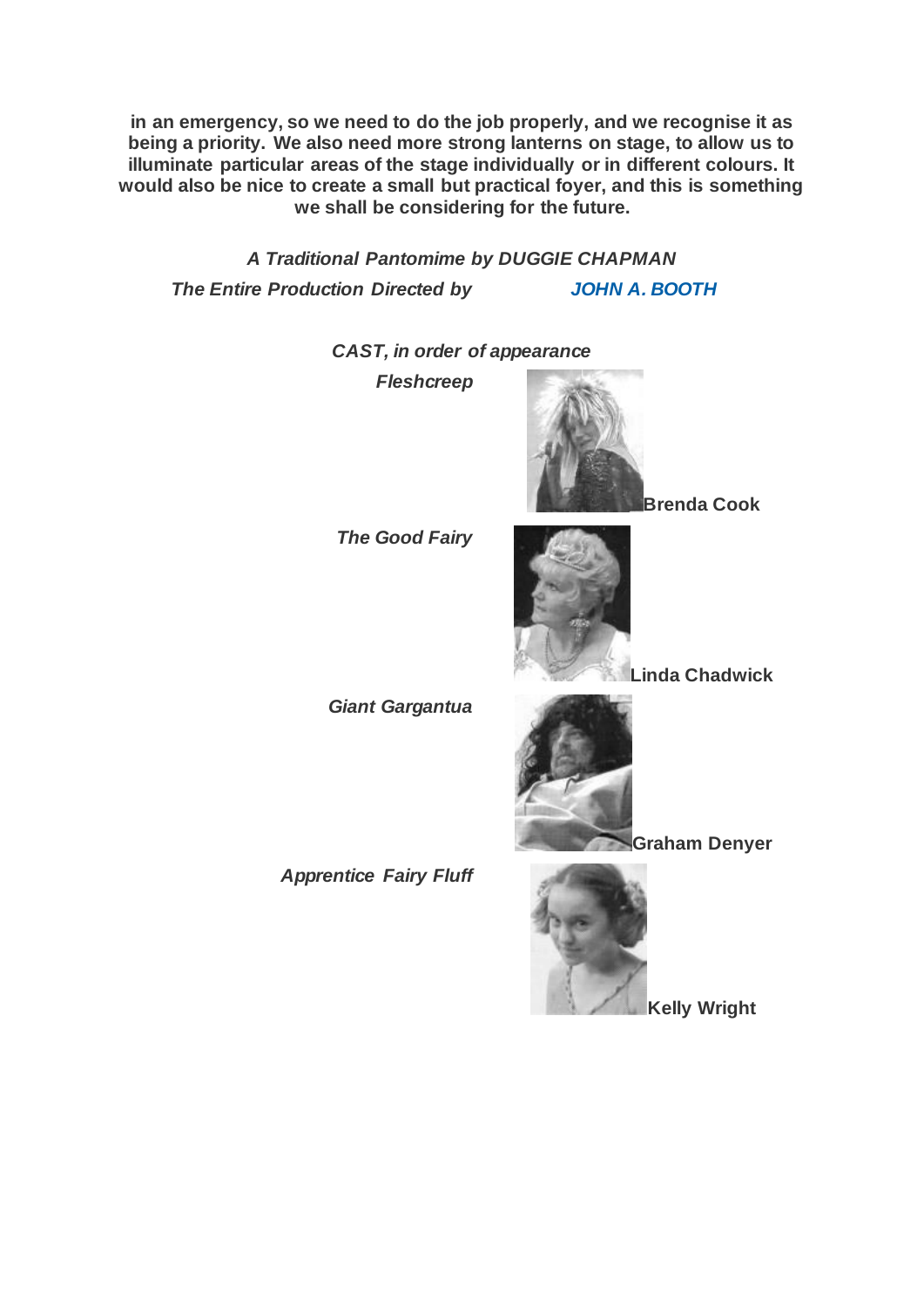**in an emergency, so we need to do the job properly, and we recognise it as being a priority. We also need more strong lanterns on stage, to allow us to illuminate particular areas of the stage individually or in different colours. It would also be nice to create a small but practical foyer, and this is something we shall be considering for the future.**

***A Traditional Pantomime by DUGGIE CHAPMAN***

***The Entire Production Directed by JOHN A. BOOTH***

***CAST, in order of appearance***

| | |
|---|---|
| ***Fleshcreep*** | **Brenda Cook** |
| ***The Good Fairy*** | **Linda Chadwick** |
| ***Giant Gargantua*** | **Graham Denyer** |
| ***Apprentice Fairy Fluff*** | **Kelly Wright** |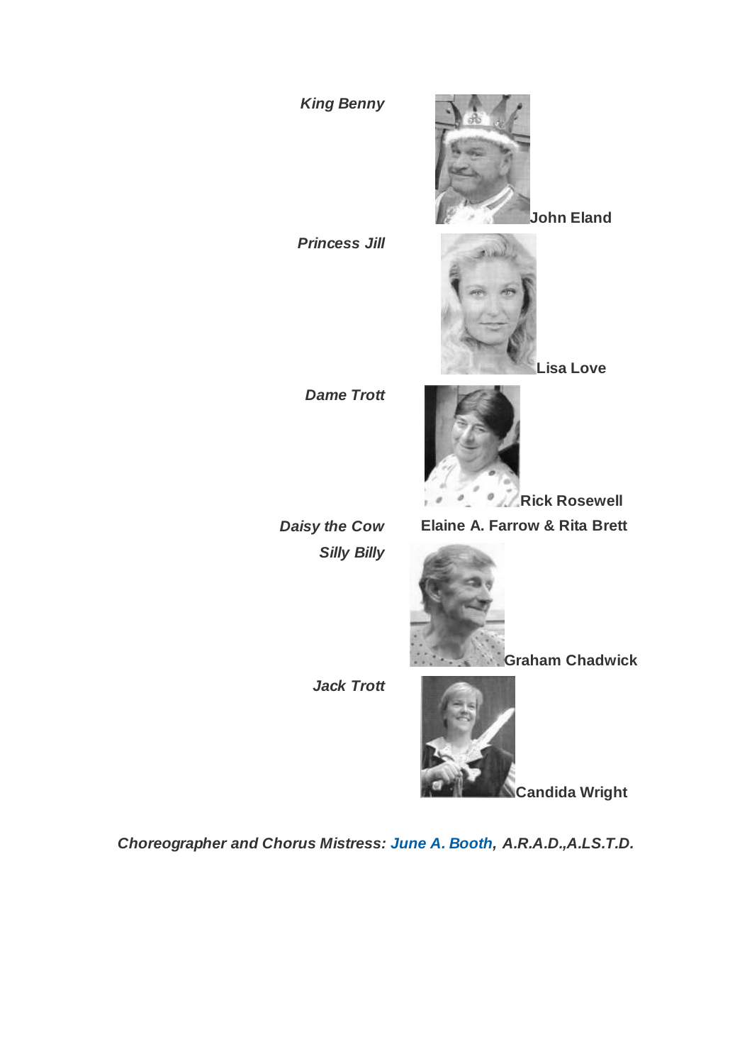| Role | Actor |
| --- | --- |
| ***King Benny*** | **John Eland** |
| ***Princess Jill*** | **Lisa Love** |
| ***Dame Trott*** | **Rick Rosewell** |
| ***Daisy the Cow*** | **Elaine A. Farrow & Rita Brett** |
| ***Silly Billy*** | **Graham Chadwick** |
| ***Jack Trott*** | **Candida Wright** |

***Choreographer and Chorus Mistress: June A. Booth, A.R.A.D.,A.LS.T.D.***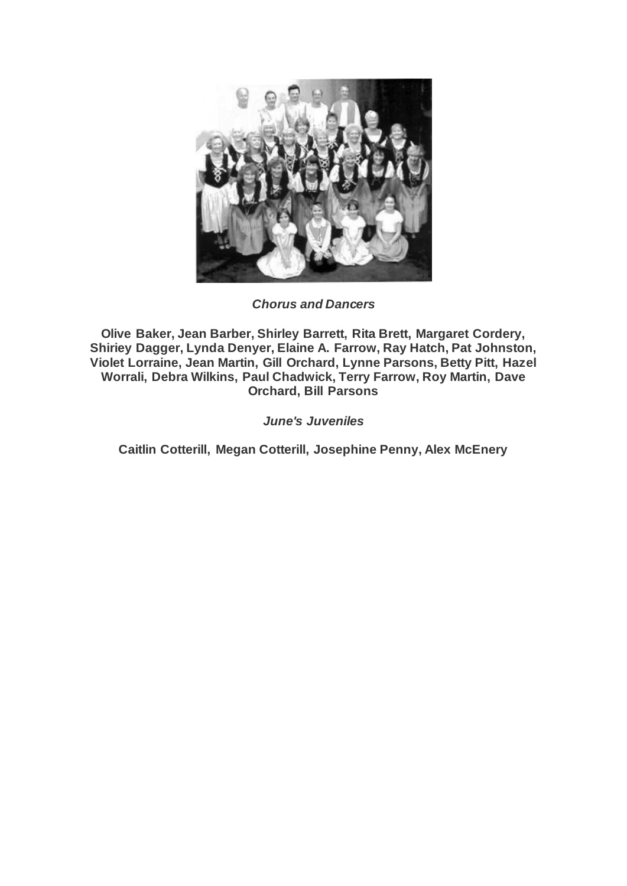*Chorus and Dancers*

**Olive Baker, Jean Barber, Shirley Barrett, Rita Brett, Margaret Cordery, Shiriey Dagger, Lynda Denyer, Elaine A. Farrow, Ray Hatch, Pat Johnston, Violet Lorraine, Jean Martin, Gill Orchard, Lynne Parsons, Betty Pitt, Hazel Worrali, Debra Wilkins, Paul Chadwick, Terry Farrow, Roy Martin, Dave Orchard, Bill Parsons**

*June's Juveniles*

**Caitlin Cotterill, Megan Cotterill, Josephine Penny, Alex McEnery**